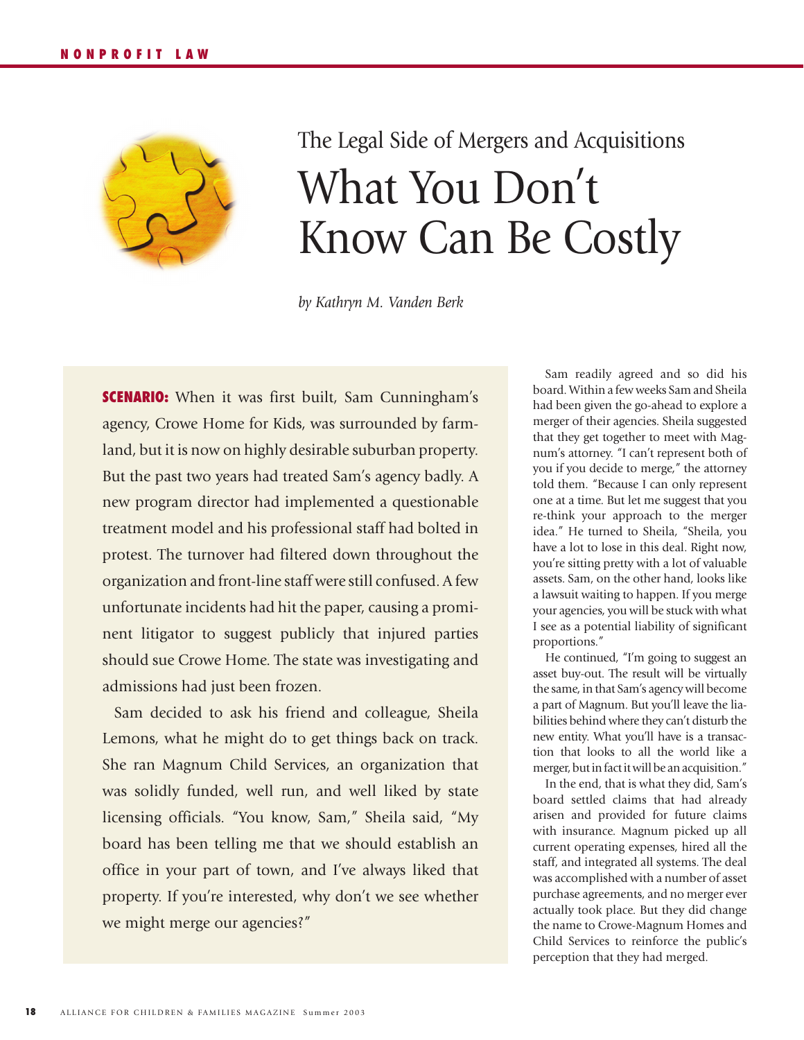# The Legal Side of Mergers and Acquisitions

# What You Don't Know Can Be Costly

*by Kathryn M. Vanden Berk*

**SCENARIO:** When it was first built, Sam Cunningham's agency, Crowe Home for Kids, was surrounded by farmland, but it is now on highly desirable suburban property. But the past two years had treated Sam's agency badly. A new program director had implemented a questionable treatment model and his professional staff had bolted in protest. The turnover had filtered down throughout the organization and front-line staff were still confused. A few unfortunate incidents had hit the paper, causing a prominent litigator to suggest publicly that injured parties should sue Crowe Home. The state was investigating and admissions had just been frozen.

Sam decided to ask his friend and colleague, Sheila Lemons, what he might do to get things back on track. She ran Magnum Child Services, an organization that was solidly funded, well run, and well liked by state licensing officials. "You know, Sam," Sheila said, "My board has been telling me that we should establish an office in your part of town, and I've always liked that property. If you're interested, why don't we see whether we might merge our agencies?"

Sam readily agreed and so did his board. Within a few weeks Sam and Sheila had been given the go-ahead to explore a merger of their agencies. Sheila suggested that they get together to meet with Magnum's attorney. "I can't represent both of you if you decide to merge," the attorney told them. "Because I can only represent one at a time. But let me suggest that you re-think your approach to the merger idea." He turned to Sheila, "Sheila, you have a lot to lose in this deal. Right now, you're sitting pretty with a lot of valuable assets. Sam, on the other hand, looks like a lawsuit waiting to happen. If you merge your agencies, you will be stuck with what I see as a potential liability of significant proportions."

He continued, "I'm going to suggest an asset buy-out. The result will be virtually the same, in that Sam's agency will become a part of Magnum. But you'll leave the liabilities behind where they can't disturb the new entity. What you'll have is a transaction that looks to all the world like a merger, but in fact it will be an acquisition."

In the end, that is what they did, Sam's board settled claims that had already arisen and provided for future claims with insurance. Magnum picked up all current operating expenses, hired all the staff, and integrated all systems. The deal was accomplished with a number of asset purchase agreements, and no merger ever actually took place. But they did change the name to Crowe-Magnum Homes and Child Services to reinforce the public's perception that they had merged.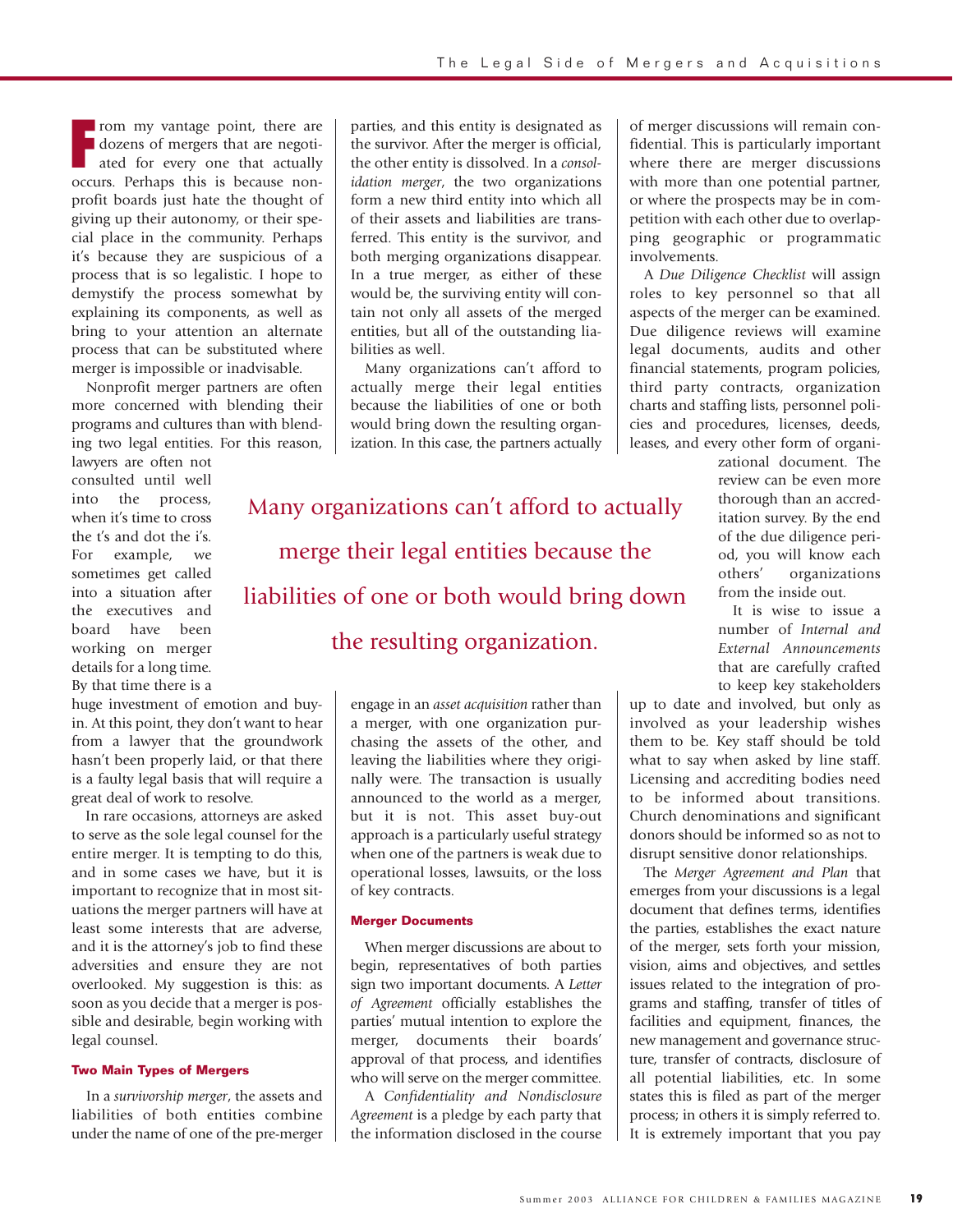From my vantage point, there are dozens of mergers that are negotiated for every one that actually occurs. Perhaps this is because nonprofit boards just hate the thought of giving up their autonomy, or their special place in the community. Perhaps it's because they are suspicious of a process that is so legalistic. I hope to demystify the process somewhat by explaining its components, as well as bring to your attention an alternate process that can be substituted where merger is impossible or inadvisable.

Nonprofit merger partners are often more concerned with blending their programs and cultures than with blending two legal entities. For this reason, lawyers are often not consulted until well into the process, when it's time to cross the t's and dot the i's. For example, we sometimes get called into a situation after the executives and board have been working on merger details for a long time. By that time there is a huge investment of emotion and buy-in. At this point, they don't want to hear from a lawyer that the groundwork hasn't been properly laid, or that there is a faulty legal basis that will require a great deal of work to resolve.

In rare occasions, attorneys are asked to serve as the sole legal counsel for the entire merger. It is tempting to do this, and in some cases we have, but it is important to recognize that in most situations the merger partners will have at least some interests that are adverse, and it is the attorney's job to find these adversities and ensure they are not overlooked. My suggestion is this: as soon as you decide that a merger is possible and desirable, begin working with legal counsel.

#### Two Main Types of Mergers

In a *survivorship merger*, the assets and liabilities of both entities combine under the name of one of the pre-merger parties, and this entity is designated as the survivor. After the merger is official, the other entity is dissolved. In a *consolidation merger*, the two organizations form a new third entity into which all of their assets and liabilities are transferred. This entity is the survivor, and both merging organizations disappear. In a true merger, as either of these would be, the surviving entity will contain not only all assets of the merged entities, but all of the outstanding liabilities as well.

Many organizations can't afford to actually merge their legal entities because the liabilities of one or both would bring down the resulting organization. In this case, the partners actually engage in an *asset acquisition* rather than a merger, with one organization purchasing the assets of the other, and leaving the liabilities where they originally were. The transaction is usually announced to the world as a merger, but it is not. This asset buy-out approach is a particularly useful strategy when one of the partners is weak due to operational losses, lawsuits, or the loss of key contracts.

> Many organizations can't afford to actually merge their legal entities because the liabilities of one or both would bring down the resulting organization.

#### Merger Documents

When merger discussions are about to begin, representatives of both parties sign two important documents. A *Letter of Agreement* officially establishes the parties' mutual intention to explore the merger, documents their boards' approval of that process, and identifies who will serve on the merger committee.

A *Confidentiality and Nondisclosure Agreement* is a pledge by each party that the information disclosed in the course of merger discussions will remain confidential. This is particularly important where there are merger discussions with more than one potential partner, or where the prospects may be in competition with each other due to overlapping geographic or programmatic involvements.

A *Due Diligence Checklist* will assign roles to key personnel so that all aspects of the merger can be examined. Due diligence reviews will examine legal documents, audits and other financial statements, program policies, third party contracts, organization charts and staffing lists, personnel policies and procedures, licenses, deeds, leases, and every other form of organizational document. The review can be even more thorough than an accreditation survey. By the end of the due diligence period, you will know each others' organizations from the inside out.

It is wise to issue a number of *Internal and External Announcements* that are carefully crafted to keep key stakeholders up to date and involved, but only as involved as your leadership wishes them to be. Key staff should be told what to say when asked by line staff. Licensing and accrediting bodies need to be informed about transitions. Church denominations and significant donors should be informed so as not to disrupt sensitive donor relationships.

The *Merger Agreement and Plan* that emerges from your discussions is a legal document that defines terms, identifies the parties, establishes the exact nature of the merger, sets forth your mission, vision, aims and objectives, and settles issues related to the integration of programs and staffing, transfer of titles of facilities and equipment, finances, the new management and governance structure, transfer of contracts, disclosure of all potential liabilities, etc. In some states this is filed as part of the merger process; in others it is simply referred to. It is extremely important that you pay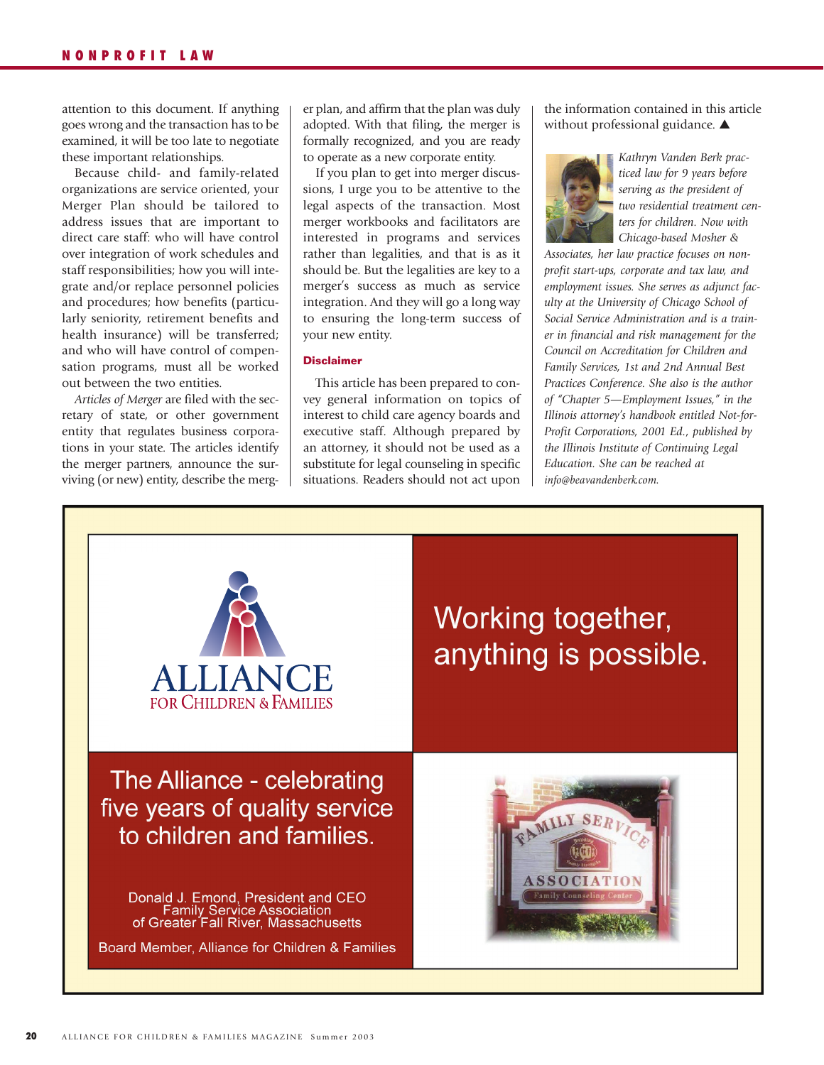attention to this document. If anything goes wrong and the transaction has to be examined, it will be too late to negotiate these important relationships.

Because child- and family-related organizations are service oriented, your Merger Plan should be tailored to address issues that are important to direct care staff: who will have control over integration of work schedules and staff responsibilities; how you will integrate and/or replace personnel policies and procedures; how benefits (particularly seniority, retirement benefits and health insurance) will be transferred; and who will have control of compensation programs, must all be worked out between the two entities.

*Articles of Merger* are filed with the secretary of state, or other government entity that regulates business corporations in your state. The articles identify the merger partners, announce the surviving (or new) entity, describe the merger plan, and affirm that the plan was duly adopted. With that filing, the merger is formally recognized, and you are ready to operate as a new corporate entity.

If you plan to get into merger discussions, I urge you to be attentive to the legal aspects of the transaction. Most merger workbooks and facilitators are interested in programs and services rather than legalities, and that is as it should be. But the legalities are key to a merger's success as much as service integration. And they will go a long way to ensuring the long-term success of your new entity.

### Disclaimer

This article has been prepared to convey general information on topics of interest to child care agency boards and executive staff. Although prepared by an attorney, it should not be used as a substitute for legal counseling in specific situations. Readers should not act upon the information contained in this article without professional guidance. ▲

*Kathryn Vanden Berk practiced law for 9 years before serving as the president of two residential treatment centers for children. Now with Chicago-based Mosher & Associates, her law practice focuses on nonprofit start-ups, corporate and tax law, and employment issues. She serves as adjunct faculty at the University of Chicago School of Social Service Administration and is a trainer in financial and risk management for the Council on Accreditation for Children and Family Services, 1st and 2nd Annual Best Practices Conference. She also is the author of "Chapter 5—Employment Issues," in the Illinois attorney's handbook entitled Not-for-Profit Corporations, 2001 Ed., published by the Illinois Institute of Continuing Legal Education. She can be reached at info@beavandenberk.com.*

ALLIANCE FOR CHILDREN & FAMILIES

Working together, anything is possible.

The Alliance - celebrating five years of quality service to children and families.

Donald J. Emond, President and CEO
Family Service Association
of Greater Fall River, Massachusetts

Board Member, Alliance for Children & Families